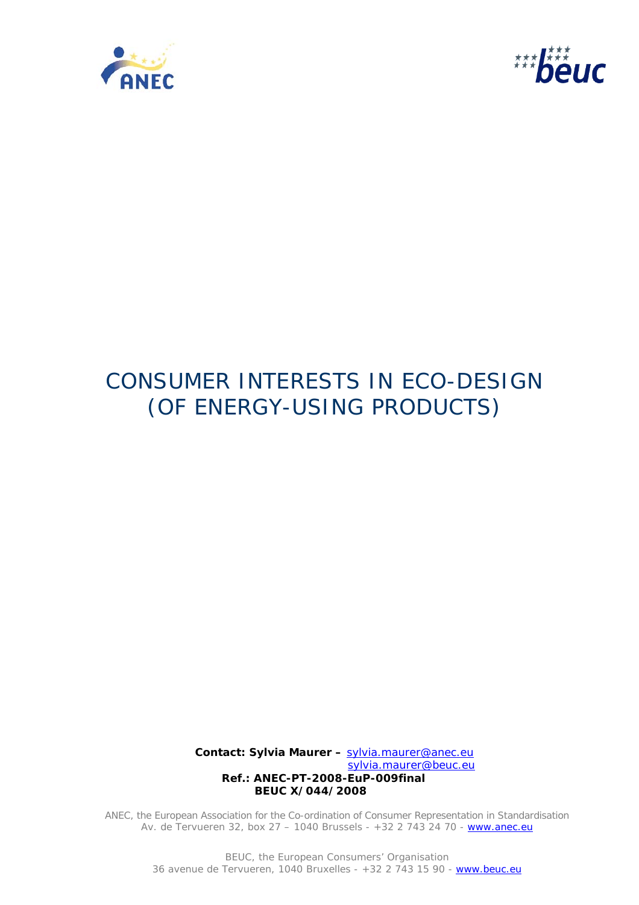# CONSUMER INTERESTS IN ECO-DESIGN (OF ENERGY-USING PRODUCTS)

**Contact: Sylvia Maurer –** sylvia.maurer@anec.eu
sylvia.maurer@beuc.eu
**Ref.: ANEC-PT-2008-EuP-009final**
**BEUC X/044/2008**

ANEC, the European Association for the Co-ordination of Consumer Representation in Standardisation
Av. de Tervueren 32, box 27 – 1040 Brussels - +32 2 743 24 70 - www.anec.eu

BEUC, the European Consumers' Organisation
36 avenue de Tervueren, 1040 Bruxelles - +32 2 743 15 90 - www.beuc.eu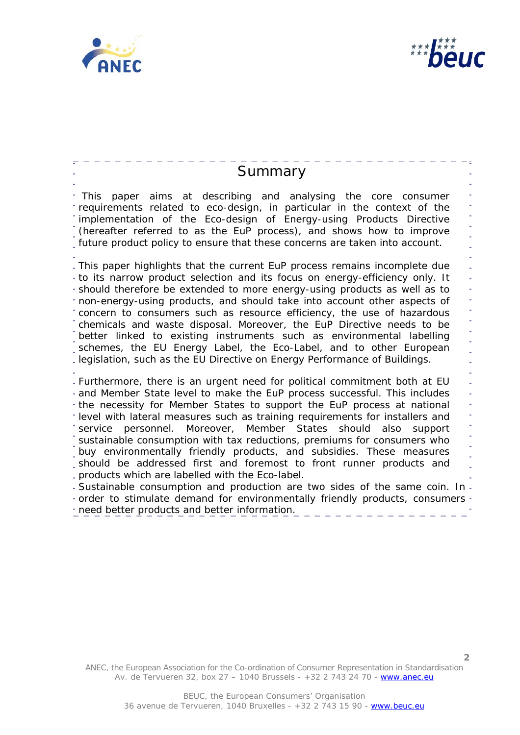## Summary

This paper aims at describing and analysing the core consumer requirements related to eco-design, in particular in the context of the implementation of the Eco-design of Energy-using Products Directive (hereafter referred to as the EuP process), and shows how to improve future product policy to ensure that these concerns are taken into account.

This paper highlights that the current EuP process remains incomplete due to its narrow product selection and its focus on energy-efficiency only. It should therefore be extended to more energy-using products as well as to non-energy-using products, and should take into account other aspects of concern to consumers such as resource efficiency, the use of hazardous chemicals and waste disposal. Moreover, the EuP Directive needs to be better linked to existing instruments such as environmental labelling schemes, the EU Energy Label, the Eco-Label, and to other European legislation, such as the EU Directive on Energy Performance of Buildings.

Furthermore, there is an urgent need for political commitment both at EU and Member State level to make the EuP process successful. This includes the necessity for Member States to support the EuP process at national level with lateral measures such as training requirements for installers and service personnel. Moreover, Member States should also support sustainable consumption with tax reductions, premiums for consumers who buy environmentally friendly products, and subsidies. These measures should be addressed first and foremost to front runner products and products which are labelled with the Eco-label.

Sustainable consumption and production are two sides of the same coin. In order to stimulate demand for environmentally friendly products, consumers need better products and better information.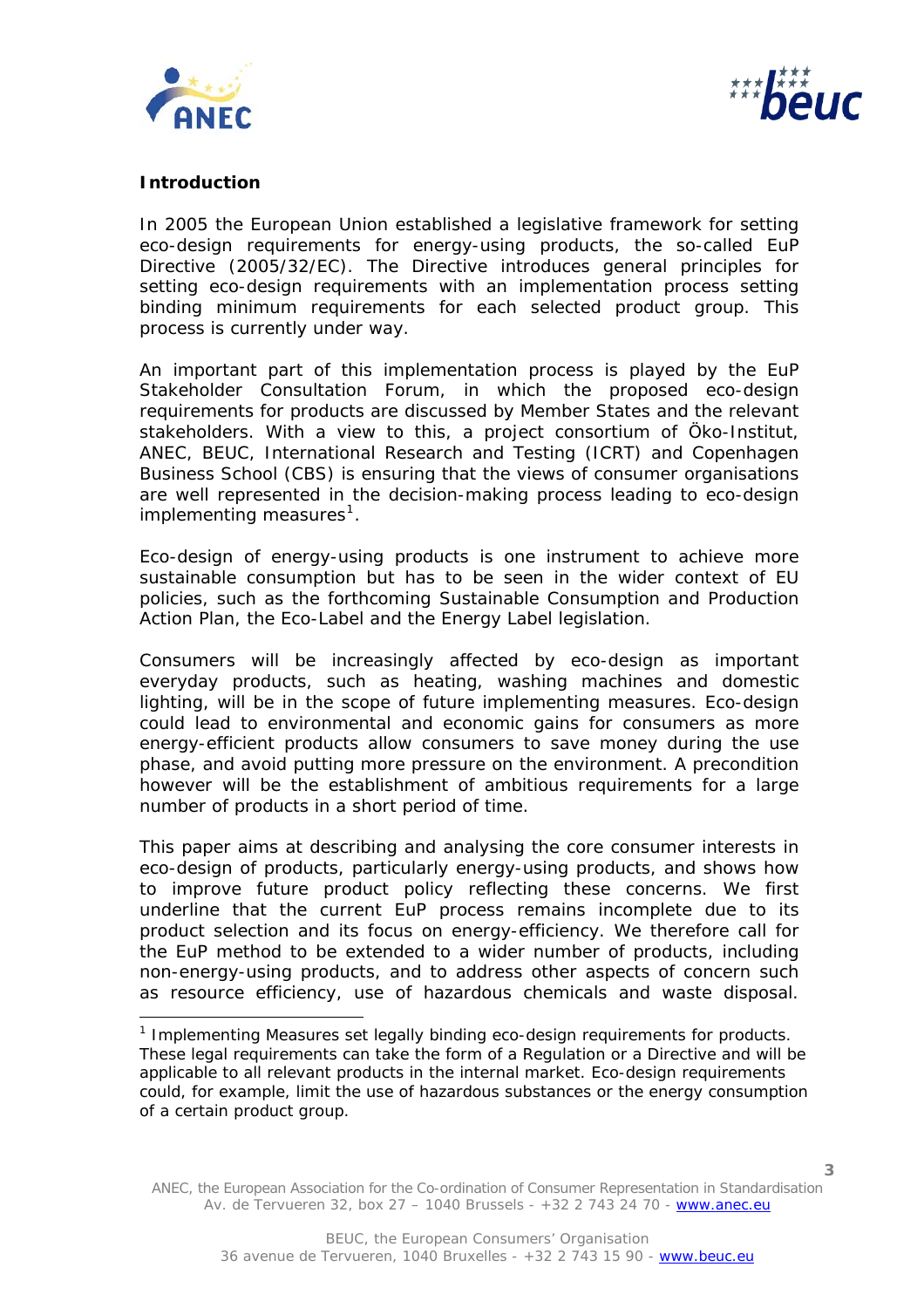**Introduction**

In 2005 the European Union established a legislative framework for setting eco-design requirements for energy-using products, the so-called EuP Directive (2005/32/EC). The Directive introduces general principles for setting eco-design requirements with an implementation process setting binding minimum requirements for each selected product group. This process is currently under way.

An important part of this implementation process is played by the EuP Stakeholder Consultation Forum, in which the proposed eco-design requirements for products are discussed by Member States and the relevant stakeholders. With a view to this, a project consortium of Öko-Institut, ANEC, BEUC, International Research and Testing (ICRT) and Copenhagen Business School (CBS) is ensuring that the views of consumer organisations are well represented in the decision-making process leading to eco-design implementing measures[1].

Eco-design of energy-using products is one instrument to achieve more sustainable consumption but has to be seen in the wider context of EU policies, such as the forthcoming Sustainable Consumption and Production Action Plan, the Eco-Label and the Energy Label legislation.

Consumers will be increasingly affected by eco-design as important everyday products, such as heating, washing machines and domestic lighting, will be in the scope of future implementing measures. Eco-design could lead to environmental and economic gains for consumers as more energy-efficient products allow consumers to save money during the use phase, and avoid putting more pressure on the environment. A precondition however will be the establishment of ambitious requirements for a large number of products in a short period of time.

This paper aims at describing and analysing the core consumer interests in eco-design of products, particularly energy-using products, and shows how to improve future product policy reflecting these concerns. We first underline that the current EuP process remains incomplete due to its product selection and its focus on energy-efficiency. We therefore call for the EuP method to be extended to a wider number of products, including non-energy-using products, and to address other aspects of concern such as resource efficiency, use of hazardous chemicals and waste disposal.

[1] Implementing Measures set legally binding eco-design requirements for products. These legal requirements can take the form of a Regulation or a Directive and will be applicable to all relevant products in the internal market. Eco-design requirements could, for example, limit the use of hazardous substances or the energy consumption of a certain product group.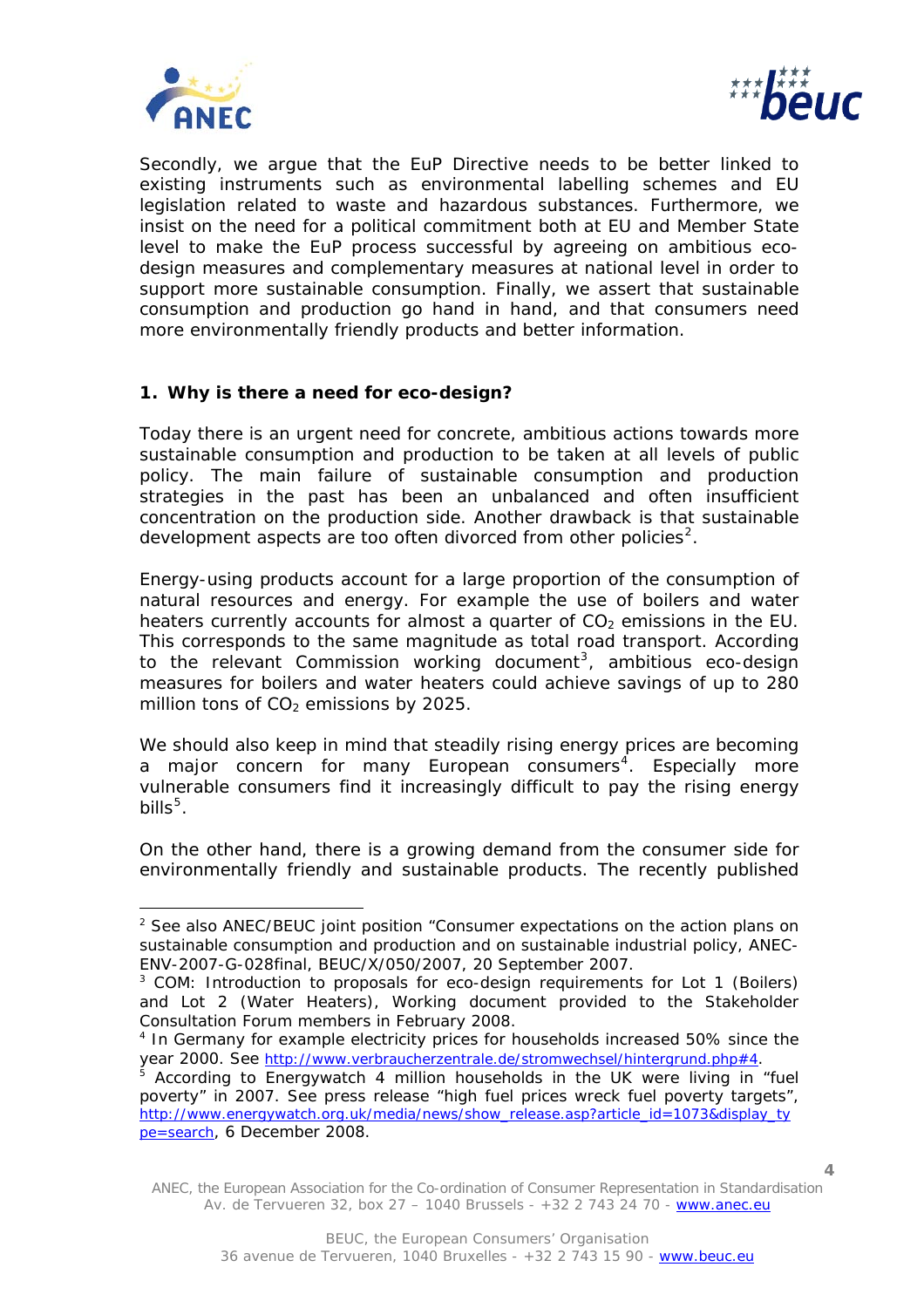Secondly, we argue that the EuP Directive needs to be better linked to existing instruments such as environmental labelling schemes and EU legislation related to waste and hazardous substances. Furthermore, we insist on the need for a political commitment both at EU and Member State level to make the EuP process successful by agreeing on ambitious eco-design measures and complementary measures at national level in order to support more sustainable consumption. Finally, we assert that sustainable consumption and production go hand in hand, and that consumers need more environmentally friendly products and better information.

## 1. Why is there a need for eco-design?

Today there is an urgent need for concrete, ambitious actions towards more sustainable consumption and production to be taken at all levels of public policy. The main failure of sustainable consumption and production strategies in the past has been an unbalanced and often insufficient concentration on the production side. Another drawback is that sustainable development aspects are too often divorced from other policies[2].

Energy-using products account for a large proportion of the consumption of natural resources and energy. For example the use of boilers and water heaters currently accounts for almost a quarter of $CO_2$ emissions in the EU. This corresponds to the same magnitude as total road transport. According to the relevant Commission working document[3], ambitious eco-design measures for boilers and water heaters could achieve savings of up to 280 million tons of $CO_2$ emissions by 2025.

We should also keep in mind that steadily rising energy prices are becoming a major concern for many European consumers[4]. Especially more vulnerable consumers find it increasingly difficult to pay the rising energy bills[5].

On the other hand, there is a growing demand from the consumer side for environmentally friendly and sustainable products. The recently published

---

[2] See also ANEC/BEUC joint position "Consumer expectations on the action plans on sustainable consumption and production and on sustainable industrial policy, ANEC-ENV-2007-G-028final, BEUC/X/050/2007, 20 September 2007.

[3] COM: Introduction to proposals for eco-design requirements for Lot 1 (Boilers) and Lot 2 (Water Heaters), Working document provided to the Stakeholder Consultation Forum members in February 2008.

[4] In Germany for example electricity prices for households increased 50% since the year 2000. See http://www.verbraucherzentrale.de/stromwechsel/hintergrund.php#4.

[5] According to Energywatch 4 million households in the UK were living in "fuel poverty" in 2007. See press release "high fuel prices wreck fuel poverty targets", http://www.energywatch.org.uk/media/news/show_release.asp?article_id=1073&display_type=search, 6 December 2008.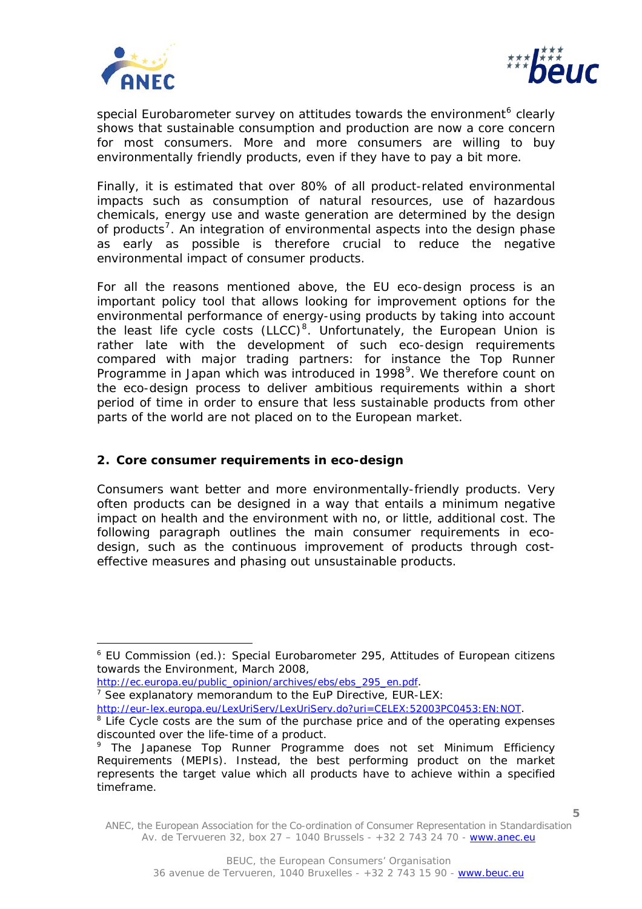special Eurobarometer survey on attitudes towards the environment[6] clearly shows that sustainable consumption and production are now a core concern for most consumers. More and more consumers are willing to buy environmentally friendly products, even if they have to pay a bit more.

Finally, it is estimated that over 80% of all product-related environmental impacts such as consumption of natural resources, use of hazardous chemicals, energy use and waste generation are determined by the design of products[7]. An integration of environmental aspects into the design phase as early as possible is therefore crucial to reduce the negative environmental impact of consumer products.

For all the reasons mentioned above, the EU eco-design process is an important policy tool that allows looking for improvement options for the environmental performance of energy-using products by taking into account the least life cycle costs (LLCC)[8]. Unfortunately, the European Union is rather late with the development of such eco-design requirements compared with major trading partners: for instance the Top Runner Programme in Japan which was introduced in 1998[9]. We therefore count on the eco-design process to deliver ambitious requirements within a short period of time in order to ensure that less sustainable products from other parts of the world are not placed on to the European market.

## 2. Core consumer requirements in eco-design

Consumers want better and more environmentally-friendly products. Very often products can be designed in a way that entails a minimum negative impact on health and the environment with no, or little, additional cost. The following paragraph outlines the main consumer requirements in eco-design, such as the continuous improvement of products through cost-effective measures and phasing out unsustainable products.

---

[6] EU Commission (ed.): Special Eurobarometer 295, Attitudes of European citizens towards the Environment, March 2008, http://ec.europa.eu/public_opinion/archives/ebs/ebs_295_en.pdf.

[7] See explanatory memorandum to the EuP Directive, EUR-LEX: http://eur-lex.europa.eu/LexUriServ/LexUriServ.do?uri=CELEX:52003PC0453:EN:NOT.

[8] Life Cycle costs are the sum of the purchase price and of the operating expenses discounted over the life-time of a product.

[9] The Japanese Top Runner Programme does not set Minimum Efficiency Requirements (MEPIs). Instead, the best performing product on the market represents the target value which all products have to achieve within a specified timeframe.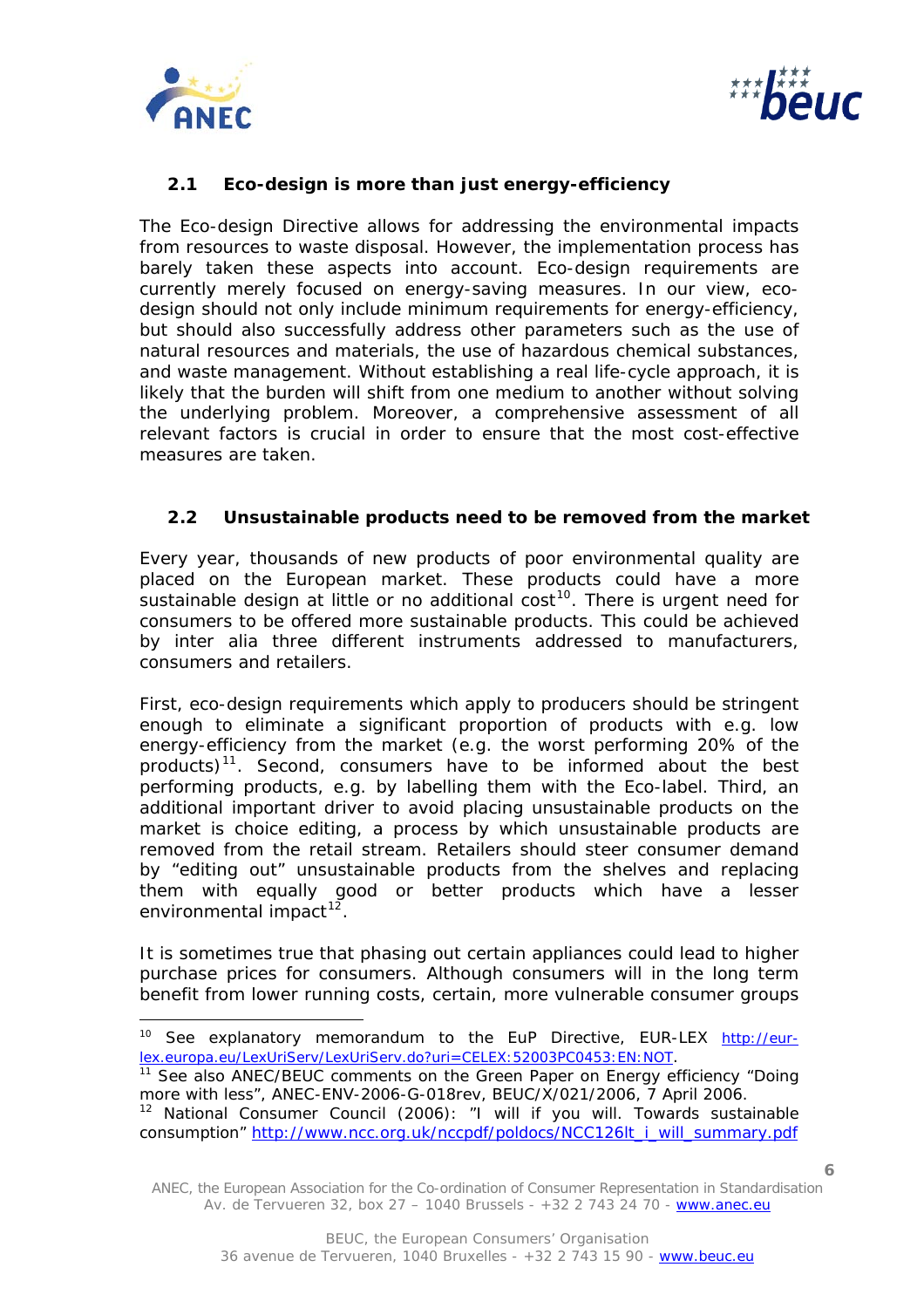## 2.1 Eco-design is more than just energy-efficiency

The Eco-design Directive allows for addressing the environmental impacts from resources to waste disposal. However, the implementation process has barely taken these aspects into account. Eco-design requirements are currently merely focused on energy-saving measures. In our view, eco-design should not only include minimum requirements for energy-efficiency, but should also successfully address other parameters such as the use of natural resources and materials, the use of hazardous chemical substances, and waste management. Without establishing a real life-cycle approach, it is likely that the burden will shift from one medium to another without solving the underlying problem. Moreover, a comprehensive assessment of all relevant factors is crucial in order to ensure that the most cost-effective measures are taken.

## 2.2 Unsustainable products need to be removed from the market

Every year, thousands of new products of poor environmental quality are placed on the European market. These products could have a more sustainable design at little or no additional cost[10]. There is urgent need for consumers to be offered more sustainable products. This could be achieved by inter alia three different instruments addressed to manufacturers, consumers and retailers.

First, eco-design requirements which apply to producers should be stringent enough to eliminate a significant proportion of products with e.g. low energy-efficiency from the market (e.g. the worst performing 20% of the products)[11]. Second, consumers have to be informed about the best performing products, e.g. by labelling them with the Eco-label. Third, an additional important driver to avoid placing unsustainable products on the market is choice editing, a process by which unsustainable products are removed from the retail stream. Retailers should steer consumer demand by "editing out" unsustainable products from the shelves and replacing them with equally good or better products which have a lesser environmental impact[12].

It is sometimes true that phasing out certain appliances could lead to higher purchase prices for consumers. Although consumers will in the long term benefit from lower running costs, certain, more vulnerable consumer groups

---

[10] See explanatory memorandum to the EuP Directive, EUR-LEX http://eur-lex.europa.eu/LexUriServ/LexUriServ.do?uri=CELEX:52003PC0453:EN:NOT.

[11] See also ANEC/BEUC comments on the Green Paper on Energy efficiency "Doing more with less", ANEC-ENV-2006-G-018rev, BEUC/X/021/2006, 7 April 2006.

[12] National Consumer Council (2006): "I will if you will. Towards sustainable consumption" http://www.ncc.org.uk/nccpdf/poldocs/NCC126lt_i_will_summary.pdf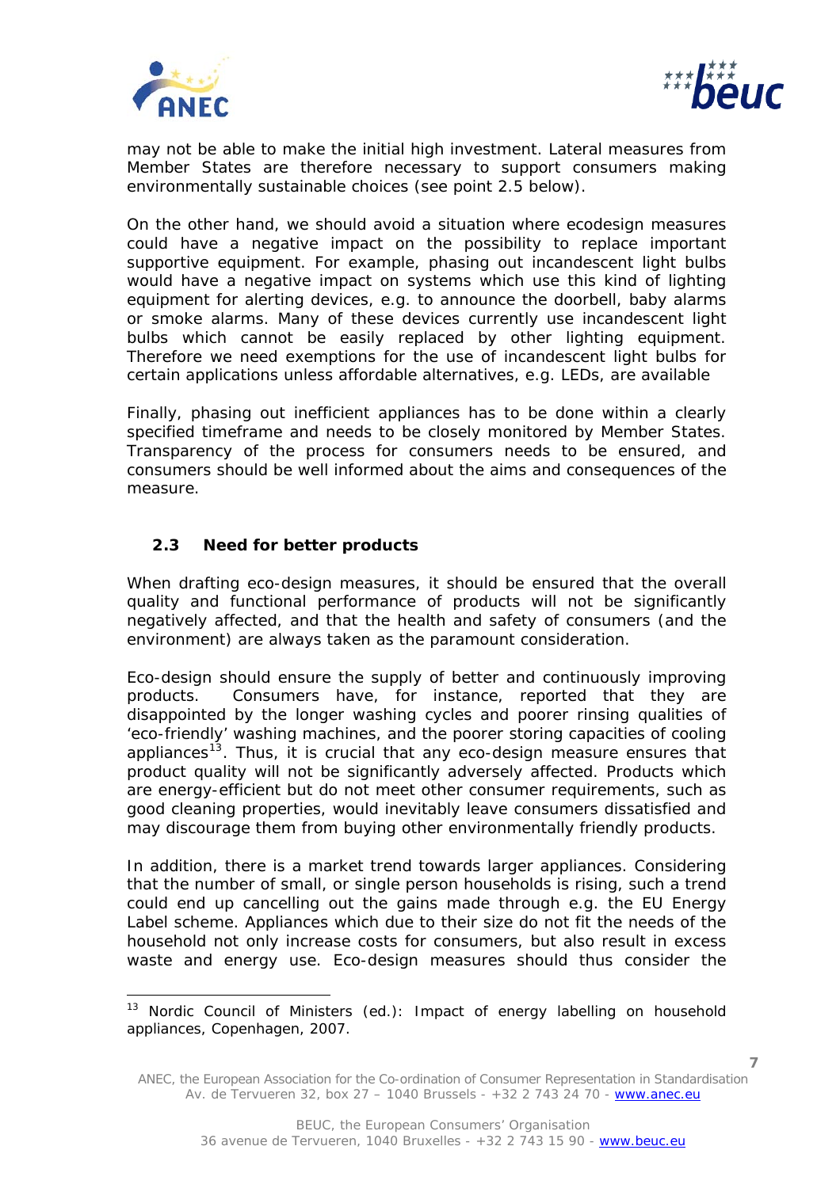may not be able to make the initial high investment. Lateral measures from Member States are therefore necessary to support consumers making environmentally sustainable choices (see point 2.5 below).

On the other hand, we should avoid a situation where ecodesign measures could have a negative impact on the possibility to replace important supportive equipment. For example, phasing out incandescent light bulbs would have a negative impact on systems which use this kind of lighting equipment for alerting devices, e.g. to announce the doorbell, baby alarms or smoke alarms. Many of these devices currently use incandescent light bulbs which cannot be easily replaced by other lighting equipment. Therefore we need exemptions for the use of incandescent light bulbs for certain applications unless affordable alternatives, e.g. LEDs, are available

Finally, phasing out inefficient appliances has to be done within a clearly specified timeframe and needs to be closely monitored by Member States. Transparency of the process for consumers needs to be ensured, and consumers should be well informed about the aims and consequences of the measure.

### 2.3 Need for better products

When drafting eco-design measures, it should be ensured that the overall quality and functional performance of products will not be significantly negatively affected, and that the health and safety of consumers (and the environment) are always taken as the paramount consideration.

Eco-design should ensure the supply of better and continuously improving products. Consumers have, for instance, reported that they are disappointed by the longer washing cycles and poorer rinsing qualities of 'eco-friendly' washing machines, and the poorer storing capacities of cooling appliances[13]. Thus, it is crucial that any eco-design measure ensures that product quality will not be significantly adversely affected. Products which are energy-efficient but do not meet other consumer requirements, such as good cleaning properties, would inevitably leave consumers dissatisfied and may discourage them from buying other environmentally friendly products.

In addition, there is a market trend towards larger appliances. Considering that the number of small, or single person households is rising, such a trend could end up cancelling out the gains made through e.g. the EU Energy Label scheme. Appliances which due to their size do not fit the needs of the household not only increase costs for consumers, but also result in excess waste and energy use. Eco-design measures should thus consider the

---

[13] Nordic Council of Ministers (ed.): Impact of energy labelling on household appliances, Copenhagen, 2007.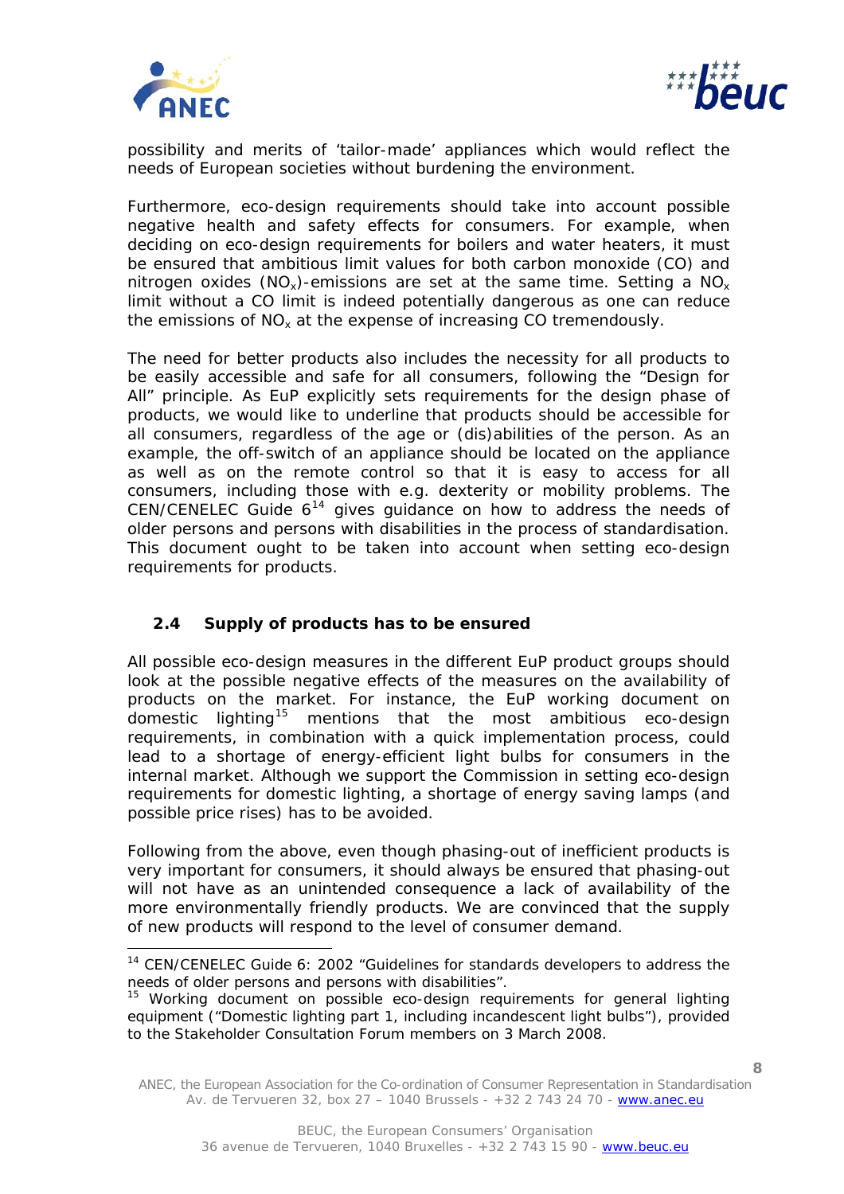possibility and merits of 'tailor-made' appliances which would reflect the needs of European societies without burdening the environment.

Furthermore, eco-design requirements should take into account possible negative health and safety effects for consumers. For example, when deciding on eco-design requirements for boilers and water heaters, it must be ensured that ambitious limit values for both carbon monoxide (CO) and nitrogen oxides ($NO_x$)-emissions are set at the same time. Setting a $NO_x$ limit without a CO limit is indeed potentially dangerous as one can reduce the emissions of $NO_x$ at the expense of increasing CO tremendously.

The need for better products also includes the necessity for all products to be easily accessible and safe for all consumers, following the "Design for All" principle. As EuP explicitly sets requirements for the design phase of products, we would like to underline that products should be accessible for all consumers, regardless of the age or (dis)abilities of the person. As an example, the off-switch of an appliance should be located on the appliance as well as on the remote control so that it is easy to access for all consumers, including those with e.g. dexterity or mobility problems. The CEN/CENELEC Guide 6[14] gives guidance on how to address the needs of older persons and persons with disabilities in the process of standardisation. This document ought to be taken into account when setting eco-design requirements for products.

## 2.4 Supply of products has to be ensured

All possible eco-design measures in the different EuP product groups should look at the possible negative effects of the measures on the availability of products on the market. For instance, the EuP working document on domestic lighting[15] mentions that the most ambitious eco-design requirements, in combination with a quick implementation process, could lead to a shortage of energy-efficient light bulbs for consumers in the internal market. Although we support the Commission in setting eco-design requirements for domestic lighting, a shortage of energy saving lamps (and possible price rises) has to be avoided.

Following from the above, even though phasing-out of inefficient products is very important for consumers, it should always be ensured that phasing-out will not have as an unintended consequence a lack of availability of the more environmentally friendly products. We are convinced that the supply of new products will respond to the level of consumer demand.

---

[14] CEN/CENELEC Guide 6: 2002 "Guidelines for standards developers to address the needs of older persons and persons with disabilities".

[15] Working document on possible eco-design requirements for general lighting equipment ("Domestic lighting part 1, including incandescent light bulbs"), provided to the Stakeholder Consultation Forum members on 3 March 2008.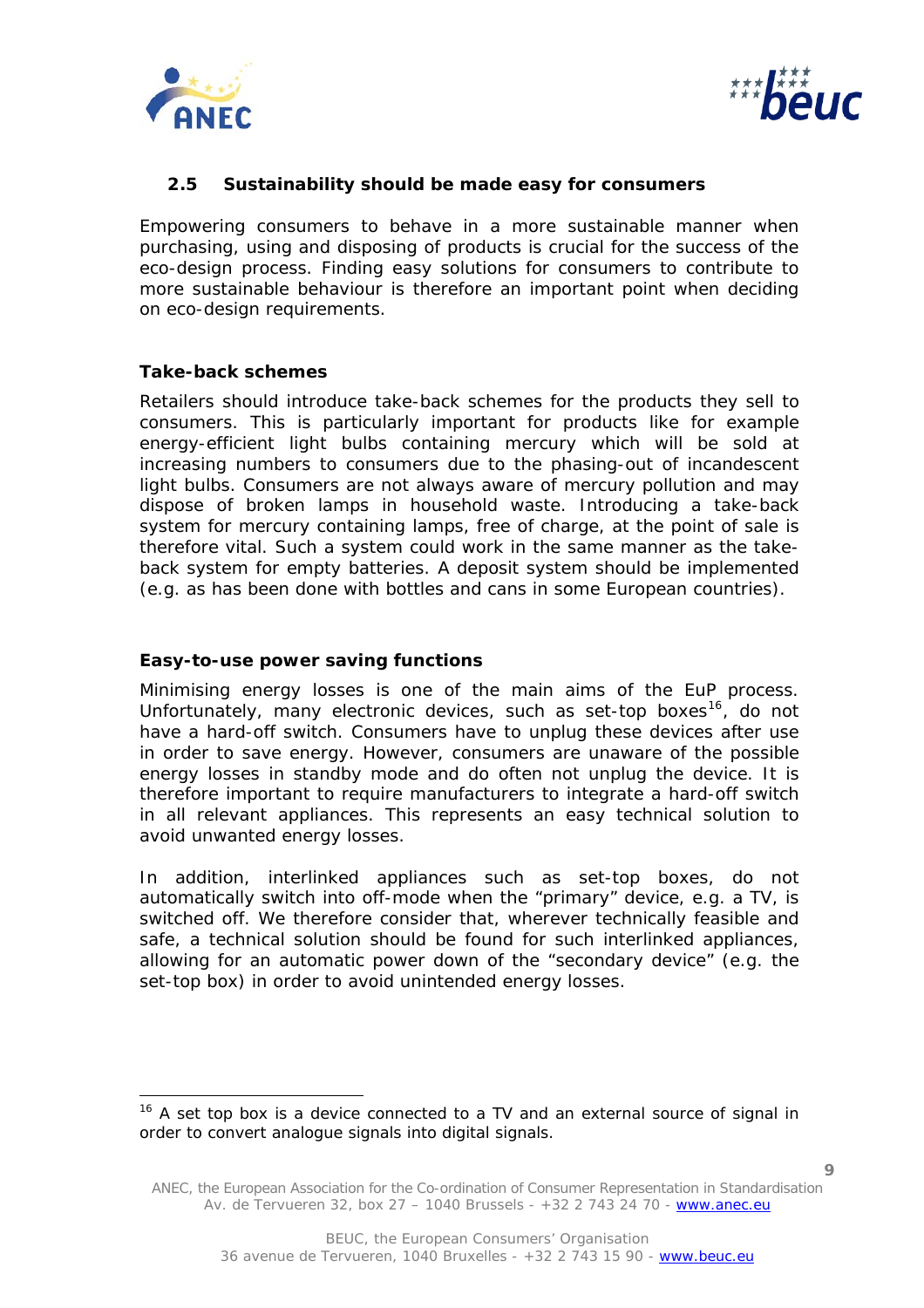### 2.5 Sustainability should be made easy for consumers

Empowering consumers to behave in a more sustainable manner when purchasing, using and disposing of products is crucial for the success of the eco-design process. Finding easy solutions for consumers to contribute to more sustainable behaviour is therefore an important point when deciding on eco-design requirements.

**Take-back schemes**

Retailers should introduce take-back schemes for the products they sell to consumers. This is particularly important for products like for example energy-efficient light bulbs containing mercury which will be sold at increasing numbers to consumers due to the phasing-out of incandescent light bulbs. Consumers are not always aware of mercury pollution and may dispose of broken lamps in household waste. Introducing a take-back system for mercury containing lamps, free of charge, at the point of sale is therefore vital. Such a system could work in the same manner as the take-back system for empty batteries. A deposit system should be implemented (e.g. as has been done with bottles and cans in some European countries).

**Easy-to-use power saving functions**

Minimising energy losses is one of the main aims of the EuP process. Unfortunately, many electronic devices, such as set-top boxes[16], do not have a hard-off switch. Consumers have to unplug these devices after use in order to save energy. However, consumers are unaware of the possible energy losses in standby mode and do often not unplug the device. It is therefore important to require manufacturers to integrate a hard-off switch in all relevant appliances. This represents an easy technical solution to avoid unwanted energy losses.

In addition, interlinked appliances such as set-top boxes, do not automatically switch into off-mode when the "primary" device, e.g. a TV, is switched off. We therefore consider that, wherever technically feasible and safe, a technical solution should be found for such interlinked appliances, allowing for an automatic power down of the "secondary device" (e.g. the set-top box) in order to avoid unintended energy losses.

[16] A set top box is a device connected to a TV and an external source of signal in order to convert analogue signals into digital signals.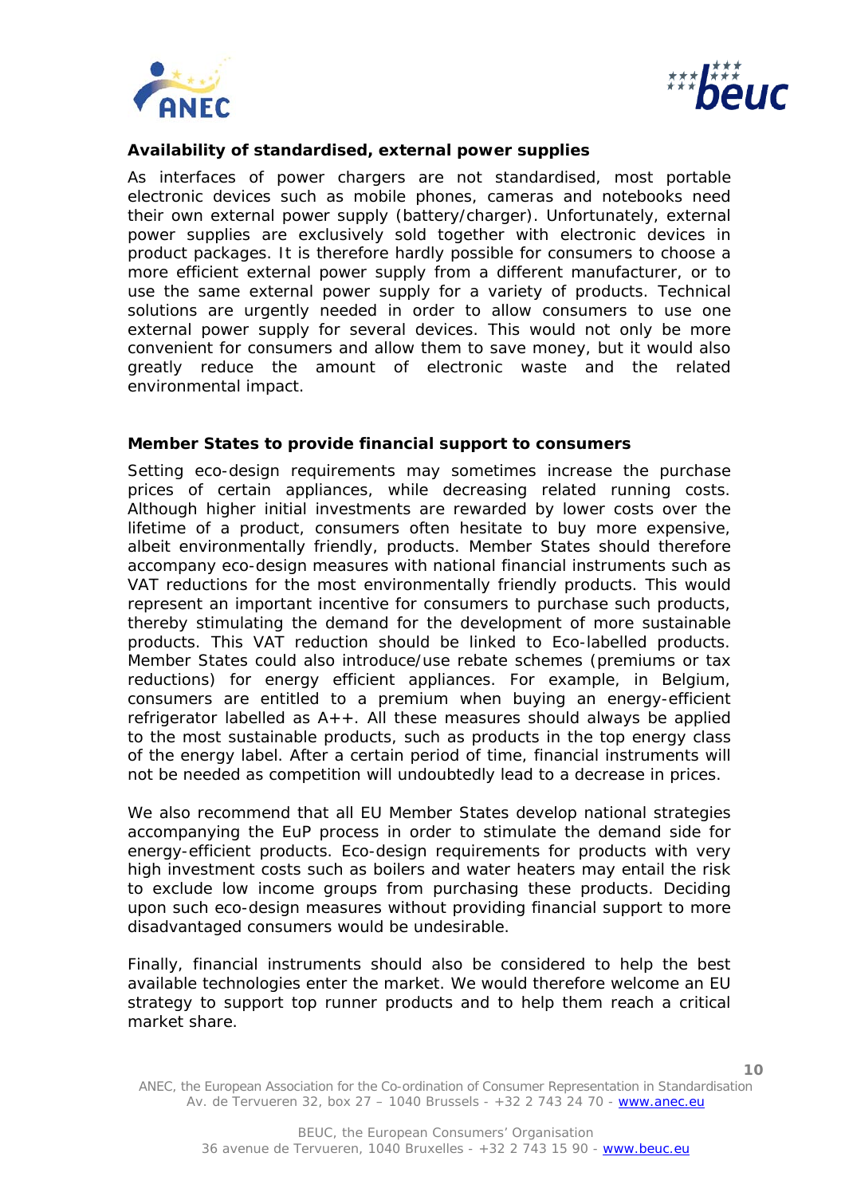**Availability of standardised, external power supplies**

As interfaces of power chargers are not standardised, most portable electronic devices such as mobile phones, cameras and notebooks need their own external power supply (battery/charger). Unfortunately, external power supplies are exclusively sold together with electronic devices in product packages. It is therefore hardly possible for consumers to choose a more efficient external power supply from a different manufacturer, or to use the same external power supply for a variety of products. Technical solutions are urgently needed in order to allow consumers to use one external power supply for several devices. This would not only be more convenient for consumers and allow them to save money, but it would also greatly reduce the amount of electronic waste and the related environmental impact.

**Member States to provide financial support to consumers**

Setting eco-design requirements may sometimes increase the purchase prices of certain appliances, while decreasing related running costs. Although higher initial investments are rewarded by lower costs over the lifetime of a product, consumers often hesitate to buy more expensive, albeit environmentally friendly, products. Member States should therefore accompany eco-design measures with national financial instruments such as VAT reductions for the most environmentally friendly products. This would represent an important incentive for consumers to purchase such products, thereby stimulating the demand for the development of more sustainable products. This VAT reduction should be linked to Eco-labelled products. Member States could also introduce/use rebate schemes (premiums or tax reductions) for energy efficient appliances. For example, in Belgium, consumers are entitled to a premium when buying an energy-efficient refrigerator labelled as A++. All these measures should always be applied to the most sustainable products, such as products in the top energy class of the energy label. After a certain period of time, financial instruments will not be needed as competition will undoubtedly lead to a decrease in prices.

We also recommend that all EU Member States develop national strategies accompanying the EuP process in order to stimulate the demand side for energy-efficient products. Eco-design requirements for products with very high investment costs such as boilers and water heaters may entail the risk to exclude low income groups from purchasing these products. Deciding upon such eco-design measures without providing financial support to more disadvantaged consumers would be undesirable.

Finally, financial instruments should also be considered to help the best available technologies enter the market. We would therefore welcome an EU strategy to support top runner products and to help them reach a critical market share.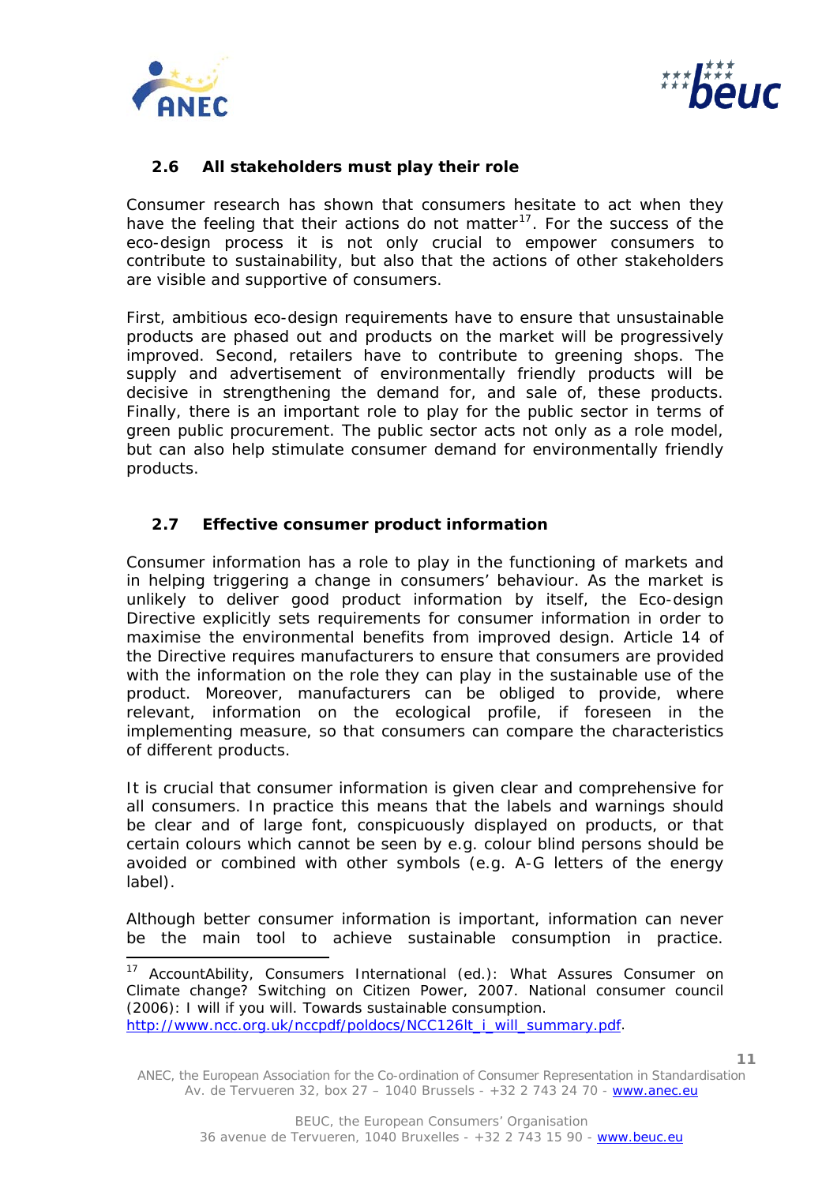### 2.6 All stakeholders must play their role

Consumer research has shown that consumers hesitate to act when they have the feeling that their actions do not matter[17]. For the success of the eco-design process it is not only crucial to empower consumers to contribute to sustainability, but also that the actions of other stakeholders are visible and supportive of consumers.

First, ambitious eco-design requirements have to ensure that unsustainable products are phased out and products on the market will be progressively improved. Second, retailers have to contribute to greening shops. The supply and advertisement of environmentally friendly products will be decisive in strengthening the demand for, and sale of, these products. Finally, there is an important role to play for the public sector in terms of green public procurement. The public sector acts not only as a role model, but can also help stimulate consumer demand for environmentally friendly products.

### 2.7 Effective consumer product information

Consumer information has a role to play in the functioning of markets and in helping triggering a change in consumers' behaviour. As the market is unlikely to deliver good product information by itself, the Eco-design Directive explicitly sets requirements for consumer information in order to maximise the environmental benefits from improved design. Article 14 of the Directive requires manufacturers to ensure that consumers are provided with the information on the role they can play in the sustainable use of the product. Moreover, manufacturers can be obliged to provide, where relevant, information on the ecological profile, if foreseen in the implementing measure, so that consumers can compare the characteristics of different products.

It is crucial that consumer information is given clear and comprehensive for all consumers. In practice this means that the labels and warnings should be clear and of large font, conspicuously displayed on products, or that certain colours which cannot be seen by e.g. colour blind persons should be avoided or combined with other symbols (e.g. A-G letters of the energy label).

Although better consumer information is important, information can never be the main tool to achieve sustainable consumption in practice.

---

[17] AccountAbility, Consumers International (ed.): What Assures Consumer on Climate change? Switching on Citizen Power, 2007. National consumer council (2006): I will if you will. Towards sustainable consumption. http://www.ncc.org.uk/nccpdf/poldocs/NCC126lt_i_will_summary.pdf.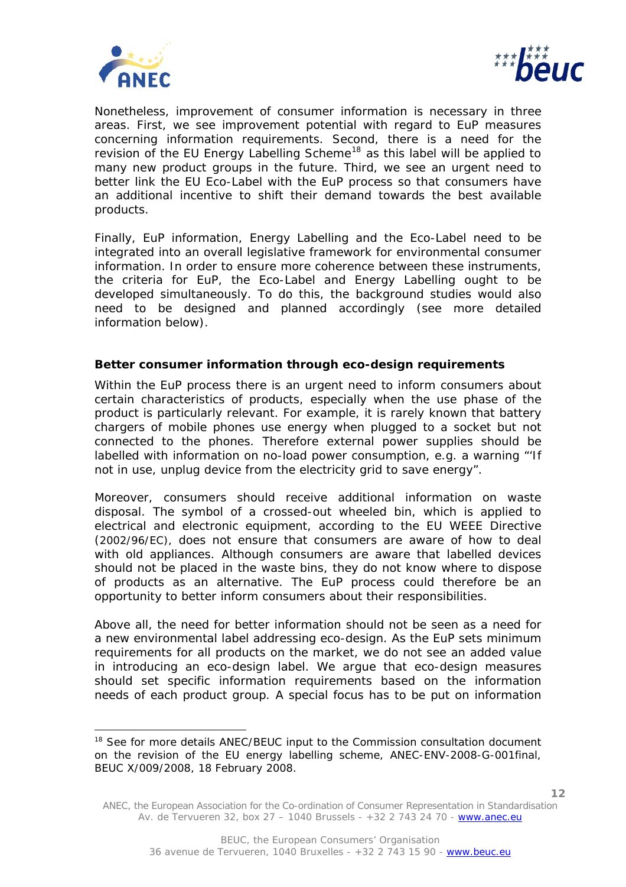Nonetheless, improvement of consumer information is necessary in three areas. First, we see improvement potential with regard to EuP measures concerning information requirements. Second, there is a need for the revision of the EU Energy Labelling Scheme[18] as this label will be applied to many new product groups in the future. Third, we see an urgent need to better link the EU Eco-Label with the EuP process so that consumers have an additional incentive to shift their demand towards the best available products.

Finally, EuP information, Energy Labelling and the Eco-Label need to be integrated into an overall legislative framework for environmental consumer information. In order to ensure more coherence between these instruments, the criteria for EuP, the Eco-Label and Energy Labelling ought to be developed simultaneously. To do this, the background studies would also need to be designed and planned accordingly (see more detailed information below).

**Better consumer information through eco-design requirements**

Within the EuP process there is an urgent need to inform consumers about certain characteristics of products, especially when the use phase of the product is particularly relevant. For example, it is rarely known that battery chargers of mobile phones use energy when plugged to a socket but not connected to the phones. Therefore external power supplies should be labelled with information on no-load power consumption, e.g. a warning "'If not in use, unplug device from the electricity grid to save energy".

Moreover, consumers should receive additional information on waste disposal. The symbol of a crossed-out wheeled bin, which is applied to electrical and electronic equipment, according to the EU WEEE Directive (2002/96/EC), does not ensure that consumers are aware of how to deal with old appliances. Although consumers are aware that labelled devices should not be placed in the waste bins, they do not know where to dispose of products as an alternative. The EuP process could therefore be an opportunity to better inform consumers about their responsibilities.

Above all, the need for better information should not be seen as a need for a new environmental label addressing eco-design. As the EuP sets minimum requirements for all products on the market, we do not see an added value in introducing an eco-design label. We argue that eco-design measures should set specific information requirements based on the information needs of each product group. A special focus has to be put on information

[18] See for more details ANEC/BEUC input to the Commission consultation document on the revision of the EU energy labelling scheme, ANEC-ENV-2008-G-001final, BEUC X/009/2008, 18 February 2008.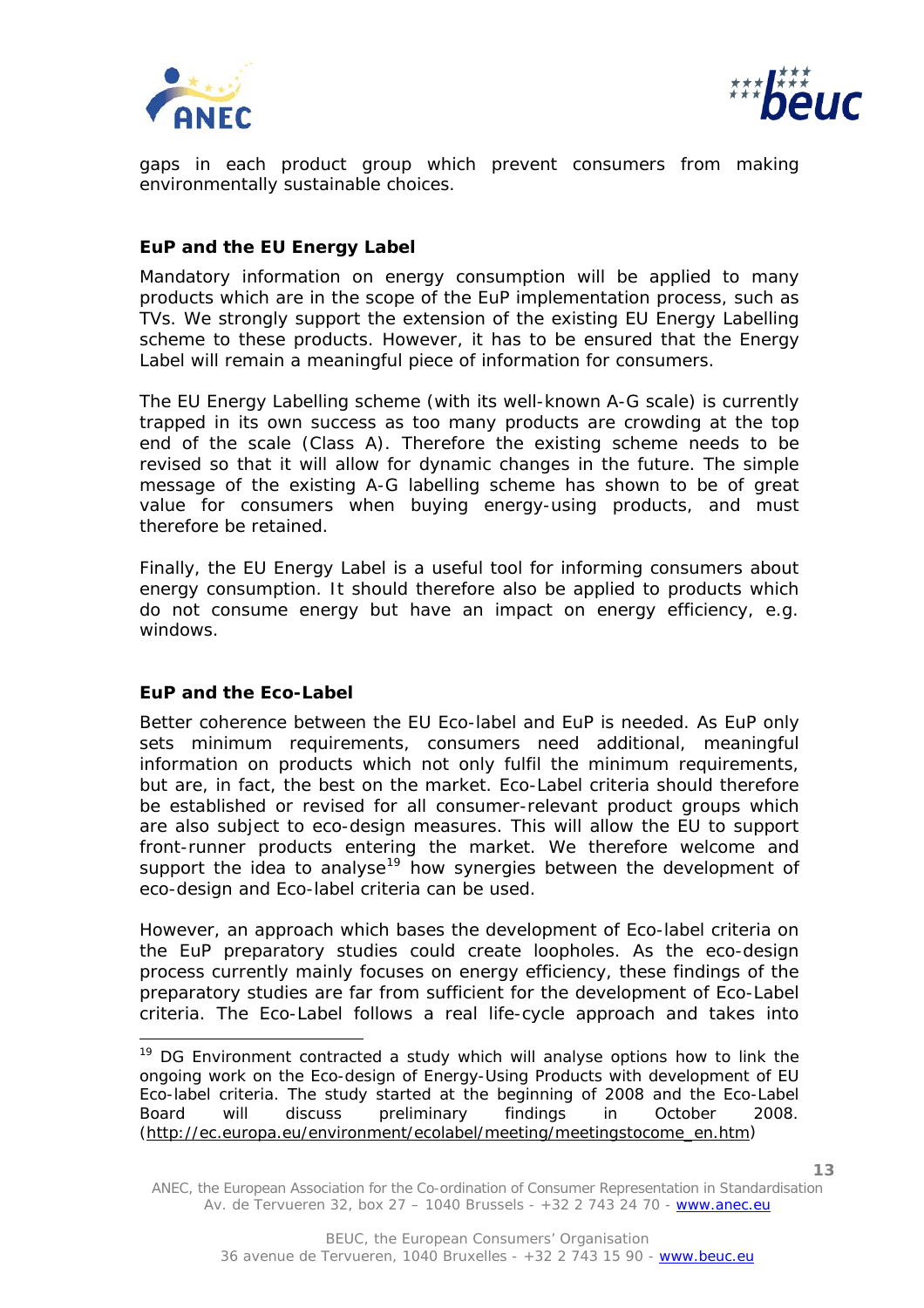gaps in each product group which prevent consumers from making environmentally sustainable choices.

### EuP and the EU Energy Label

Mandatory information on energy consumption will be applied to many products which are in the scope of the EuP implementation process, such as TVs. We strongly support the extension of the existing EU Energy Labelling scheme to these products. However, it has to be ensured that the Energy Label will remain a meaningful piece of information for consumers.

The EU Energy Labelling scheme (with its well-known A-G scale) is currently trapped in its own success as too many products are crowding at the top end of the scale (Class A). Therefore the existing scheme needs to be revised so that it will allow for dynamic changes in the future. The simple message of the existing A-G labelling scheme has shown to be of great value for consumers when buying energy-using products, and must therefore be retained.

Finally, the EU Energy Label is a useful tool for informing consumers about energy consumption. It should therefore also be applied to products which do not consume energy but have an impact on energy efficiency, e.g. windows.

### EuP and the Eco-Label

Better coherence between the EU Eco-label and EuP is needed. As EuP only sets minimum requirements, consumers need additional, meaningful information on products which not only fulfil the minimum requirements, but are, in fact, the best on the market. Eco-Label criteria should therefore be established or revised for all consumer-relevant product groups which are also subject to eco-design measures. This will allow the EU to support front-runner products entering the market. We therefore welcome and support the idea to analyse[19] how synergies between the development of eco-design and Eco-label criteria can be used.

However, an approach which bases the development of Eco-label criteria on the EuP preparatory studies could create loopholes. As the eco-design process currently mainly focuses on energy efficiency, these findings of the preparatory studies are far from sufficient for the development of Eco-Label criteria. The Eco-Label follows a real life-cycle approach and takes into

---

[19] DG Environment contracted a study which will analyse options how to link the ongoing work on the Eco-design of Energy-Using Products with development of EU Eco-label criteria. The study started at the beginning of 2008 and the Eco-Label Board will discuss preliminary findings in October 2008. (http://ec.europa.eu/environment/ecolabel/meeting/meetingstocome_en.htm)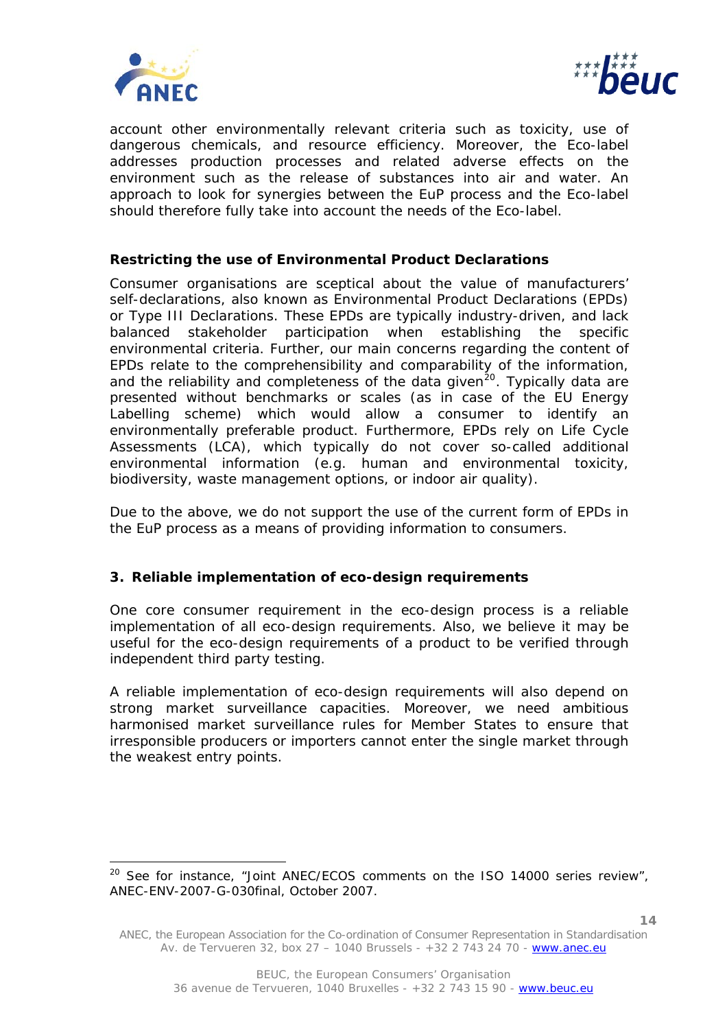account other environmentally relevant criteria such as toxicity, use of dangerous chemicals, and resource efficiency. Moreover, the Eco-label addresses production processes and related adverse effects on the environment such as the release of substances into air and water. An approach to look for synergies between the EuP process and the Eco-label should therefore fully take into account the needs of the Eco-label.

**Restricting the use of Environmental Product Declarations**

Consumer organisations are sceptical about the value of manufacturers' self-declarations, also known as Environmental Product Declarations (EPDs) or Type III Declarations. These EPDs are typically industry-driven, and lack balanced stakeholder participation when establishing the specific environmental criteria. Further, our main concerns regarding the content of EPDs relate to the comprehensibility and comparability of the information, and the reliability and completeness of the data given[20]. Typically data are presented without benchmarks or scales (as in case of the EU Energy Labelling scheme) which would allow a consumer to identify an environmentally preferable product. Furthermore, EPDs rely on Life Cycle Assessments (LCA), which typically do not cover so-called additional environmental information (e.g. human and environmental toxicity, biodiversity, waste management options, or indoor air quality).

Due to the above, we do not support the use of the current form of EPDs in the EuP process as a means of providing information to consumers.

## 3. Reliable implementation of eco-design requirements

One core consumer requirement in the eco-design process is a reliable implementation of all eco-design requirements. Also, we believe it may be useful for the eco-design requirements of a product to be verified through independent third party testing.

A reliable implementation of eco-design requirements will also depend on strong market surveillance capacities. Moreover, we need ambitious harmonised market surveillance rules for Member States to ensure that irresponsible producers or importers cannot enter the single market through the weakest entry points.

---

[20] See for instance, "Joint ANEC/ECOS comments on the ISO 14000 series review", ANEC-ENV-2007-G-030final, October 2007.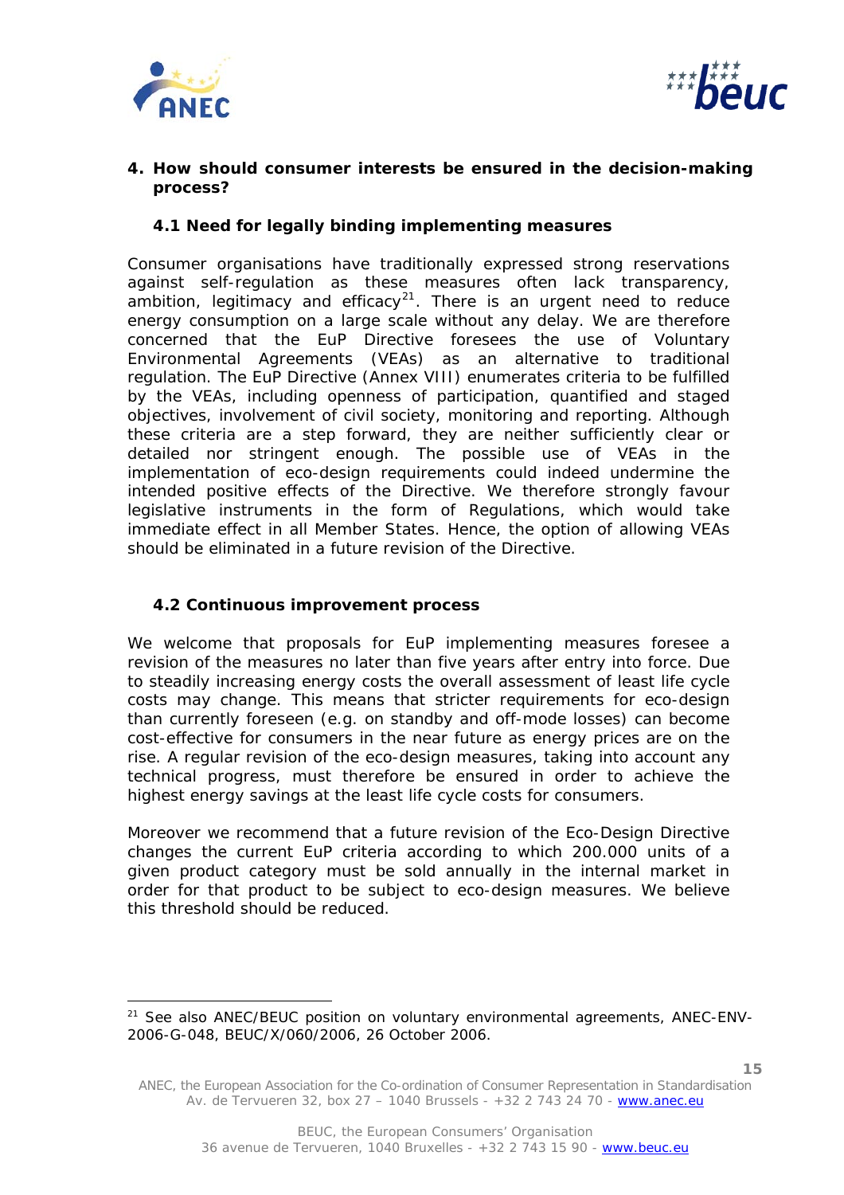## 4. How should consumer interests be ensured in the decision-making process?

### 4.1 Need for legally binding implementing measures

Consumer organisations have traditionally expressed strong reservations against self-regulation as these measures often lack transparency, ambition, legitimacy and efficacy[21]. There is an urgent need to reduce energy consumption on a large scale without any delay. We are therefore concerned that the EuP Directive foresees the use of Voluntary Environmental Agreements (VEAs) as an alternative to traditional regulation. The EuP Directive (Annex VIII) enumerates criteria to be fulfilled by the VEAs, including openness of participation, quantified and staged objectives, involvement of civil society, monitoring and reporting. Although these criteria are a step forward, they are neither sufficiently clear or detailed nor stringent enough. The possible use of VEAs in the implementation of eco-design requirements could indeed undermine the intended positive effects of the Directive. We therefore strongly favour legislative instruments in the form of Regulations, which would take immediate effect in all Member States. Hence, the option of allowing VEAs should be eliminated in a future revision of the Directive.

### 4.2 Continuous improvement process

We welcome that proposals for EuP implementing measures foresee a revision of the measures no later than five years after entry into force. Due to steadily increasing energy costs the overall assessment of least life cycle costs may change. This means that stricter requirements for eco-design than currently foreseen (e.g. on standby and off-mode losses) can become cost-effective for consumers in the near future as energy prices are on the rise. A regular revision of the eco-design measures, taking into account any technical progress, must therefore be ensured in order to achieve the highest energy savings at the least life cycle costs for consumers.

Moreover we recommend that a future revision of the Eco-Design Directive changes the current EuP criteria according to which 200.000 units of a given product category must be sold annually in the internal market in order for that product to be subject to eco-design measures. We believe this threshold should be reduced.

---

[21] See also ANEC/BEUC position on voluntary environmental agreements, ANEC-ENV-2006-G-048, BEUC/X/060/2006, 26 October 2006.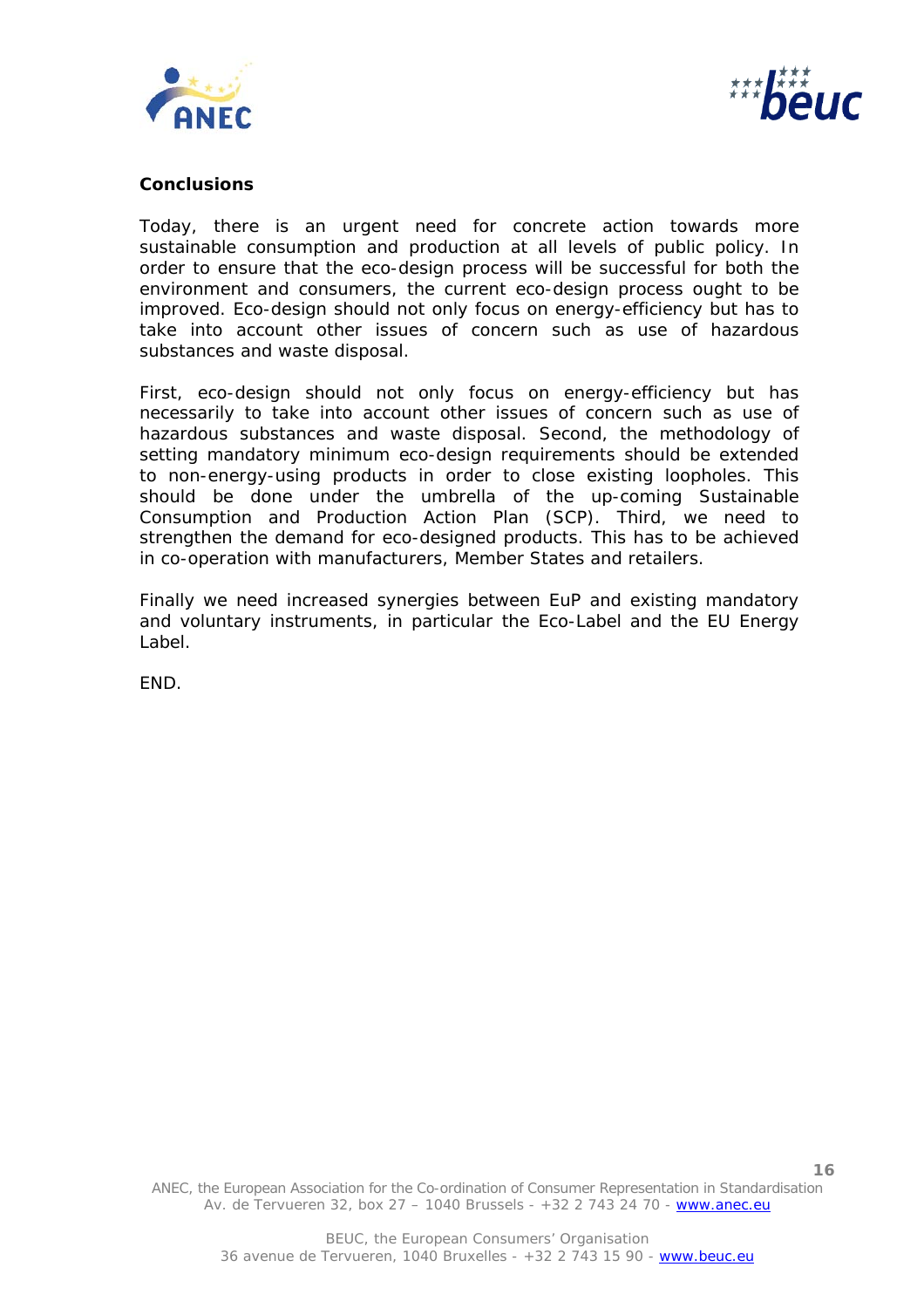**Conclusions**

Today, there is an urgent need for concrete action towards more sustainable consumption and production at all levels of public policy. In order to ensure that the eco-design process will be successful for both the environment and consumers, the current eco-design process ought to be improved. Eco-design should not only focus on energy-efficiency but has to take into account other issues of concern such as use of hazardous substances and waste disposal.

First, eco-design should not only focus on energy-efficiency but has necessarily to take into account other issues of concern such as use of hazardous substances and waste disposal. Second, the methodology of setting mandatory minimum eco-design requirements should be extended to non-energy-using products in order to close existing loopholes. This should be done under the umbrella of the up-coming Sustainable Consumption and Production Action Plan (SCP). Third, we need to strengthen the demand for eco-designed products. This has to be achieved in co-operation with manufacturers, Member States and retailers.

Finally we need increased synergies between EuP and existing mandatory and voluntary instruments, in particular the Eco-Label and the EU Energy Label.

END.